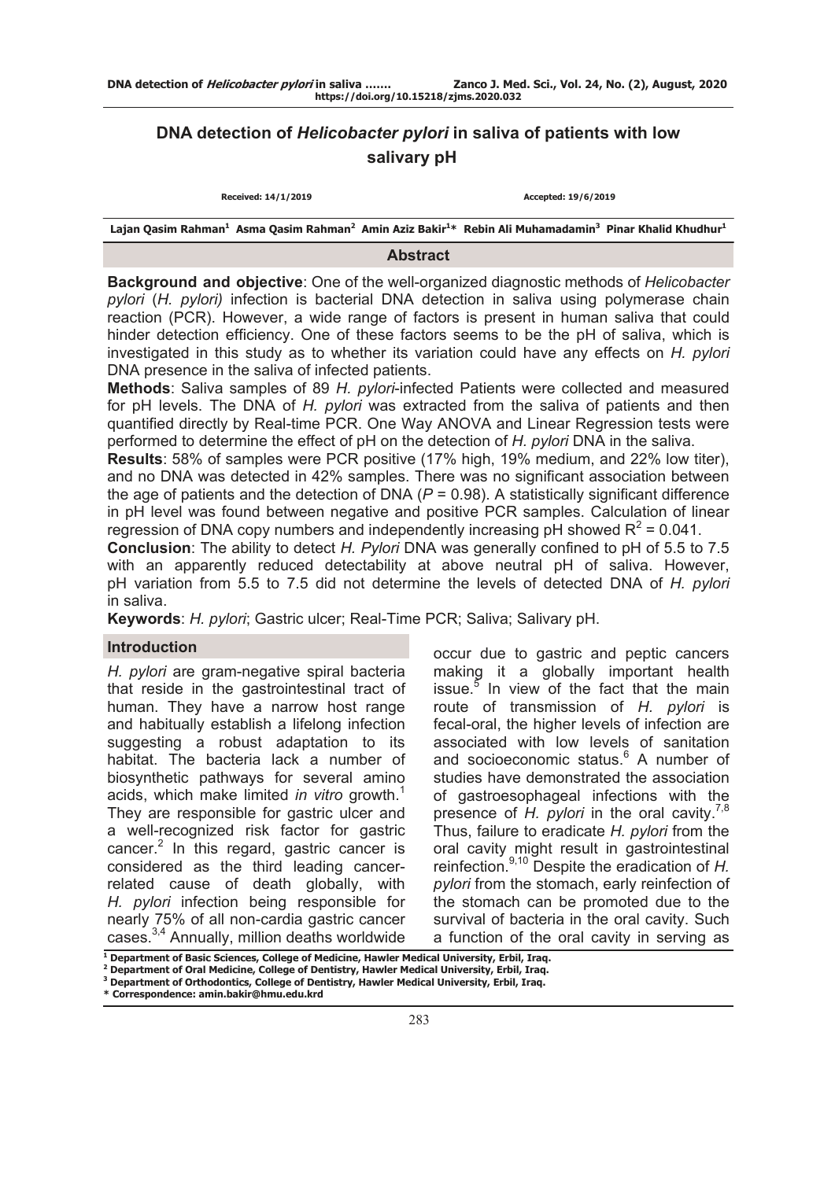# DNA detection of *Helicobacter pylori* in saliva of patients with low salivary pH

**Received: 14/1/2019** **Accepted: 19/6/2019**

**Lajan Qasim Rahman[1] Asma Qasim Rahman[2] Amin Aziz Bakir[1]* Rebin Ali Muhamadamin[3] Pinar Khalid Khudhur[1]**

## Abstract

**Background and objective**: One of the well-organized diagnostic methods of *Helicobacter pylori* (*H. pylori)* infection is bacterial DNA detection in saliva using polymerase chain reaction (PCR). However, a wide range of factors is present in human saliva that could hinder detection efficiency. One of these factors seems to be the pH of saliva, which is investigated in this study as to whether its variation could have any effects on *H. pylori* DNA presence in the saliva of infected patients.

**Methods**: Saliva samples of 89 *H. pylori*-infected Patients were collected and measured for pH levels. The DNA of *H. pylori* was extracted from the saliva of patients and then quantified directly by Real-time PCR. One Way ANOVA and Linear Regression tests were performed to determine the effect of pH on the detection of *H. pylori* DNA in the saliva.

**Results**: 58% of samples were PCR positive (17% high, 19% medium, and 22% low titer), and no DNA was detected in 42% samples. There was no significant association between the age of patients and the detection of DNA ($P = 0.98$). A statistically significant difference in pH level was found between negative and positive PCR samples. Calculation of linear regression of DNA copy numbers and independently increasing pH showed $R^2 = 0.041$.

**Conclusion**: The ability to detect *H. Pylori* DNA was generally confined to pH of 5.5 to 7.5 with an apparently reduced detectability at above neutral pH of saliva. However, pH variation from 5.5 to 7.5 did not determine the levels of detected DNA of *H. pylori* in saliva.

**Keywords**: *H. pylori*; Gastric ulcer; Real-Time PCR; Saliva; Salivary pH.

## Introduction

*H. pylori* are gram-negative spiral bacteria that reside in the gastrointestinal tract of human. They have a narrow host range and habitually establish a lifelong infection suggesting a robust adaptation to its habitat. The bacteria lack a number of biosynthetic pathways for several amino acids, which make limited *in vitro* growth.[1] They are responsible for gastric ulcer and a well-recognized risk factor for gastric cancer.[2] In this regard, gastric cancer is considered as the third leading cancer-related cause of death globally, with *H. pylori* infection being responsible for nearly 75% of all non-cardia gastric cancer cases.[3,4] Annually, million deaths worldwide occur due to gastric and peptic cancers making it a globally important health issue.[5] In view of the fact that the main route of transmission of *H. pylori* is fecal-oral, the higher levels of infection are associated with low levels of sanitation and socioeconomic status.[6] A number of studies have demonstrated the association of gastroesophageal infections with the presence of *H. pylori* in the oral cavity.[7,8] Thus, failure to eradicate *H. pylori* from the oral cavity might result in gastrointestinal reinfection.[9,10] Despite the eradication of *H. pylori* from the stomach, early reinfection of the stomach can be promoted due to the survival of bacteria in the oral cavity. Such a function of the oral cavity in serving as

[1] Department of Basic Sciences, College of Medicine, Hawler Medical University, Erbil, Iraq.
[2] Department of Oral Medicine, College of Dentistry, Hawler Medical University, Erbil, Iraq.
[3] Department of Orthodontics, College of Dentistry, Hawler Medical University, Erbil, Iraq.
* Correspondence: amin.bakir@hmu.edu.krd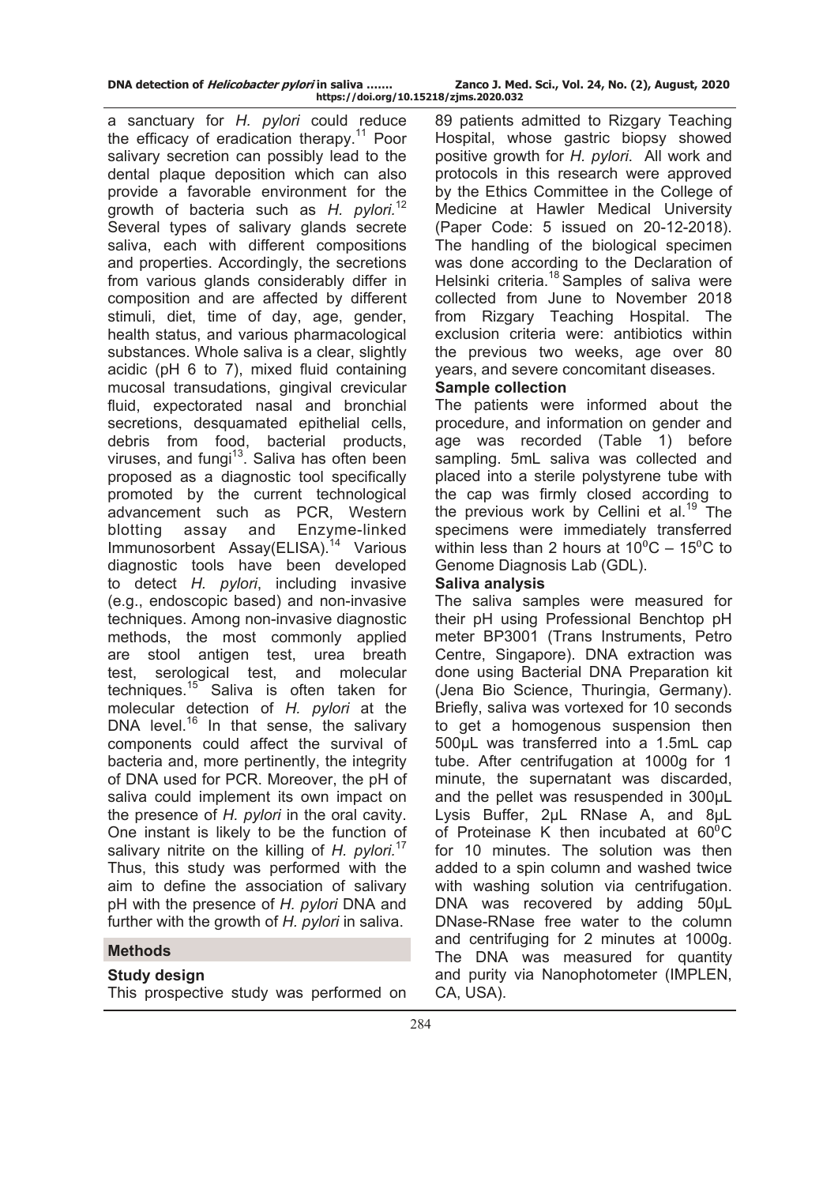a sanctuary for *H. pylori* could reduce the efficacy of eradication therapy.[11] Poor salivary secretion can possibly lead to the dental plaque deposition which can also provide a favorable environment for the growth of bacteria such as *H. pylori.*[12] Several types of salivary glands secrete saliva, each with different compositions and properties. Accordingly, the secretions from various glands considerably differ in composition and are affected by different stimuli, diet, time of day, age, gender, health status, and various pharmacological substances. Whole saliva is a clear, slightly acidic (pH 6 to 7), mixed fluid containing mucosal transudations, gingival crevicular fluid, expectorated nasal and bronchial secretions, desquamated epithelial cells, debris from food, bacterial products, viruses, and fungi[13]. Saliva has often been proposed as a diagnostic tool specifically promoted by the current technological advancement such as PCR, Western blotting assay and Enzyme-linked Immunosorbent Assay(ELISA).[14] Various diagnostic tools have been developed to detect *H. pylori*, including invasive (e.g., endoscopic based) and non-invasive techniques. Among non-invasive diagnostic methods, the most commonly applied are stool antigen test, urea breath test, serological test, and molecular techniques.[15] Saliva is often taken for molecular detection of *H. pylori* at the DNA level.[16] In that sense, the salivary components could affect the survival of bacteria and, more pertinently, the integrity of DNA used for PCR. Moreover, the pH of saliva could implement its own impact on the presence of *H. pylori* in the oral cavity. One instant is likely to be the function of salivary nitrite on the killing of *H. pylori.*[17] Thus, this study was performed with the aim to define the association of salivary pH with the presence of *H. pylori* DNA and further with the growth of *H. pylori* in saliva.

## Methods

### Study design

This prospective study was performed on 89 patients admitted to Rizgary Teaching Hospital, whose gastric biopsy showed positive growth for *H. pylori*. All work and protocols in this research were approved by the Ethics Committee in the College of Medicine at Hawler Medical University (Paper Code: 5 issued on 20-12-2018). The handling of the biological specimen was done according to the Declaration of Helsinki criteria.[18] Samples of saliva were collected from June to November 2018 from Rizgary Teaching Hospital. The exclusion criteria were: antibiotics within the previous two weeks, age over 80 years, and severe concomitant diseases.

### Sample collection

The patients were informed about the procedure, and information on gender and age was recorded (Table 1) before sampling. 5mL saliva was collected and placed into a sterile polystyrene tube with the cap was firmly closed according to the previous work by Cellini et al.[19] The specimens were immediately transferred within less than 2 hours at $10^0$C – $15^0$C to Genome Diagnosis Lab (GDL).

### Saliva analysis

The saliva samples were measured for their pH using Professional Benchtop pH meter BP3001 (Trans Instruments, Petro Centre, Singapore). DNA extraction was done using Bacterial DNA Preparation kit (Jena Bio Science, Thuringia, Germany). Briefly, saliva was vortexed for 10 seconds to get a homogenous suspension then 500μL was transferred into a 1.5mL cap tube. After centrifugation at 1000g for 1 minute, the supernatant was discarded, and the pellet was resuspended in 300μL Lysis Buffer, 2μL RNase A, and 8μL of Proteinase K then incubated at $60^0$C for 10 minutes. The solution was then added to a spin column and washed twice with washing solution via centrifugation. DNA was recovered by adding 50μL DNase-RNase free water to the column and centrifuging for 2 minutes at 1000g. The DNA was measured for quantity and purity via Nanophotometer (IMPLEN, CA, USA).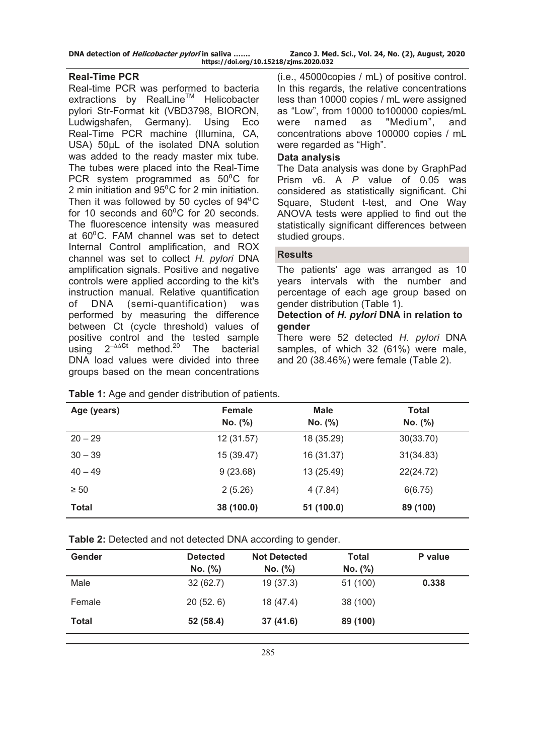## Real-Time PCR

Real-time PCR was performed to bacteria extractions by RealLine™ Helicobacter pylori Str-Format kit (VBD3798, BIORON, Ludwigshafen, Germany). Using Eco Real-Time PCR machine (Illumina, CA, USA) 50µL of the isolated DNA solution was added to the ready master mix tube. The tubes were placed into the Real-Time PCR system programmed as 50$^0$C for 2 min initiation and 95$^0$C for 2 min initiation. Then it was followed by 50 cycles of 94$^0$C for 10 seconds and 60$^0$C for 20 seconds. The fluorescence intensity was measured at 60$^0$C. FAM channel was set to detect Internal Control amplification, and ROX channel was set to collect *H. pylori* DNA amplification signals. Positive and negative controls were applied according to the kit's instruction manual. Relative quantification of DNA (semi-quantification) was performed by measuring the difference between Ct (cycle threshold) values of positive control and the tested sample using $2^{-\Delta\Delta Ct}$ method.[20] The bacterial DNA load values were divided into three groups based on the mean concentrations (i.e., 45000copies / mL) of positive control. In this regards, the relative concentrations less than 10000 copies / mL were assigned as "Low", from 10000 to100000 copies/mL were named as "Medium", and concentrations above 100000 copies / mL were regarded as "High".

## Data analysis

The Data analysis was done by GraphPad Prism v6. A *P* value of 0.05 was considered as statistically significant. Chi Square, Student t-test, and One Way ANOVA tests were applied to find out the statistically significant differences between studied groups.

## Results

The patients' age was arranged as 10 years intervals with the number and percentage of each age group based on gender distribution (Table 1).

### Detection of *H. pylori* DNA in relation to gender

There were 52 detected *H. pylori* DNA samples, of which 32 (61%) were male, and 20 (38.46%) were female (Table 2).

**Table 1:** Age and gender distribution of patients.

| Age (years) | Female No. (%) | Male No. (%) | Total No. (%) |
|---|---|---|---|
| 20 – 29 | 12 (31.57) | 18 (35.29) | 30(33.70) |
| 30 – 39 | 15 (39.47) | 16 (31.37) | 31(34.83) |
| 40 – 49 | 9 (23.68) | 13 (25.49) | 22(24.72) |
| ≥ 50 | 2 (5.26) | 4 (7.84) | 6(6.75) |
| **Total** | **38 (100.0)** | **51 (100.0)** | **89 (100)** |

**Table 2:** Detected and not detected DNA according to gender.

| Gender | Detected No. (%) | Not Detected No. (%) | Total No. (%) | P value |
|---|---|---|---|---|
| Male | 32 (62.7) | 19 (37.3) | 51 (100) | **0.338** |
| Female | 20 (52. 6) | 18 (47.4) | 38 (100) | |
| **Total** | **52 (58.4)** | **37 (41.6)** | **89 (100)** | |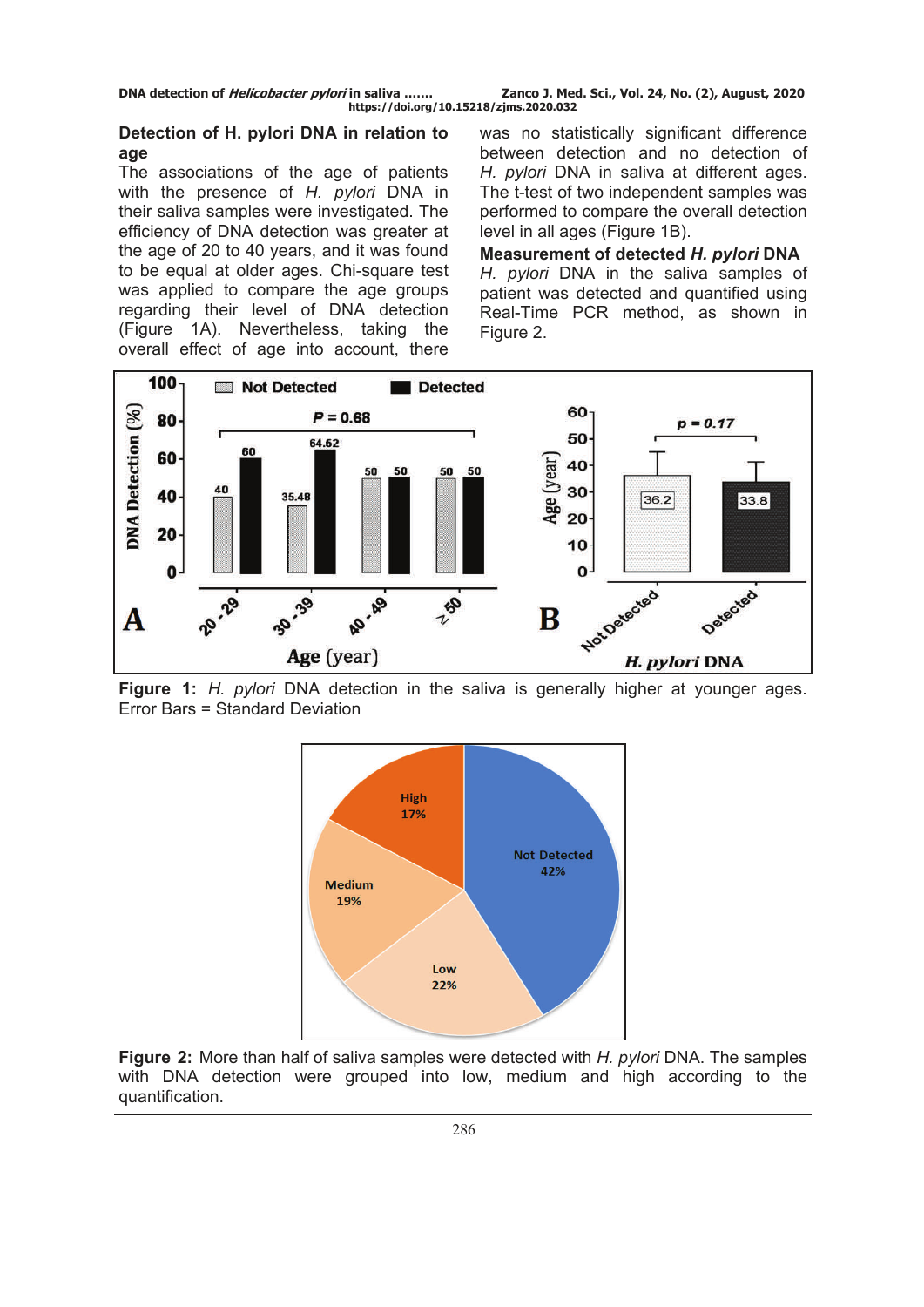**Detection of H. pylori DNA in relation to age**

The associations of the age of patients with the presence of *H. pylori* DNA in their saliva samples were investigated. The efficiency of DNA detection was greater at the age of 20 to 40 years, and it was found to be equal at older ages. Chi-square test was applied to compare the age groups regarding their level of DNA detection (Figure 1A). Nevertheless, taking the overall effect of age into account, there was no statistically significant difference between detection and no detection of *H. pylori* DNA in saliva at different ages. The t-test of two independent samples was performed to compare the overall detection level in all ages (Figure 1B).

**Measurement of detected *H. pylori* DNA**

*H. pylori* DNA in the saliva samples of patient was detected and quantified using Real-Time PCR method, as shown in Figure 2.

**Figure 1:** *H. pylori* DNA detection in the saliva is generally higher at younger ages. Error Bars = Standard Deviation

**Figure 2:** More than half of saliva samples were detected with *H. pylori* DNA. The samples with DNA detection were grouped into low, medium and high according to the quantification.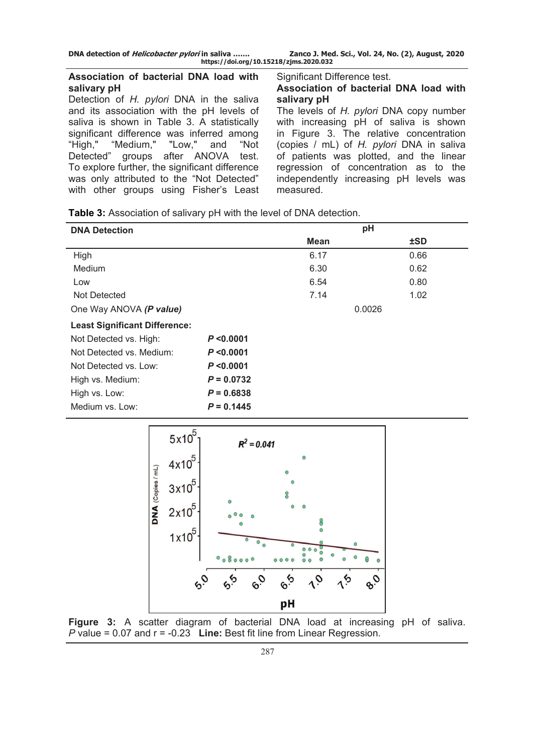### Association of bacterial DNA load with salivary pH

Detection of *H. pylori* DNA in the saliva and its association with the pH levels of saliva is shown in Table 3. A statistically significant difference was inferred among "High," "Medium," "Low," and "Not Detected" groups after ANOVA test. To explore further, the significant difference was only attributed to the "Not Detected" with other groups using Fisher's Least Significant Difference test.

### Association of bacterial DNA load with salivary pH

The levels of *H. pylori* DNA copy number with increasing pH of saliva is shown in Figure 3. The relative concentration (copies / mL) of *H. pylori* DNA in saliva of patients was plotted, and the linear regression of concentration as to the independently increasing pH levels was measured.

**Table 3:** Association of salivary pH with the level of DNA detection.

| DNA Detection | | pH | |
|---|---|---|---|
| | | Mean | ±SD |
| High | | 6.17 | 0.66 |
| Medium | | 6.30 | 0.62 |
| Low | | 6.54 | 0.80 |
| Not Detected | | 7.14 | 1.02 |
| One Way ANOVA *(P value)* | | 0.0026 | |
| **Least Significant Difference:** | | | |
| Not Detected vs. High: | $P < 0.0001$ | | |
| Not Detected vs. Medium: | $P < 0.0001$ | | |
| Not Detected vs. Low: | $P < 0.0001$ | | |
| High vs. Medium: | $P = 0.0732$ | | |
| High vs. Low: | $P = 0.6838$ | | |
| Medium vs. Low: | $P = 0.1445$ | | |

**Figure 3:** A scatter diagram of bacterial DNA load at increasing pH of saliva. *P* value = 0.07 and r = -0.23 **Line:** Best fit line from Linear Regression.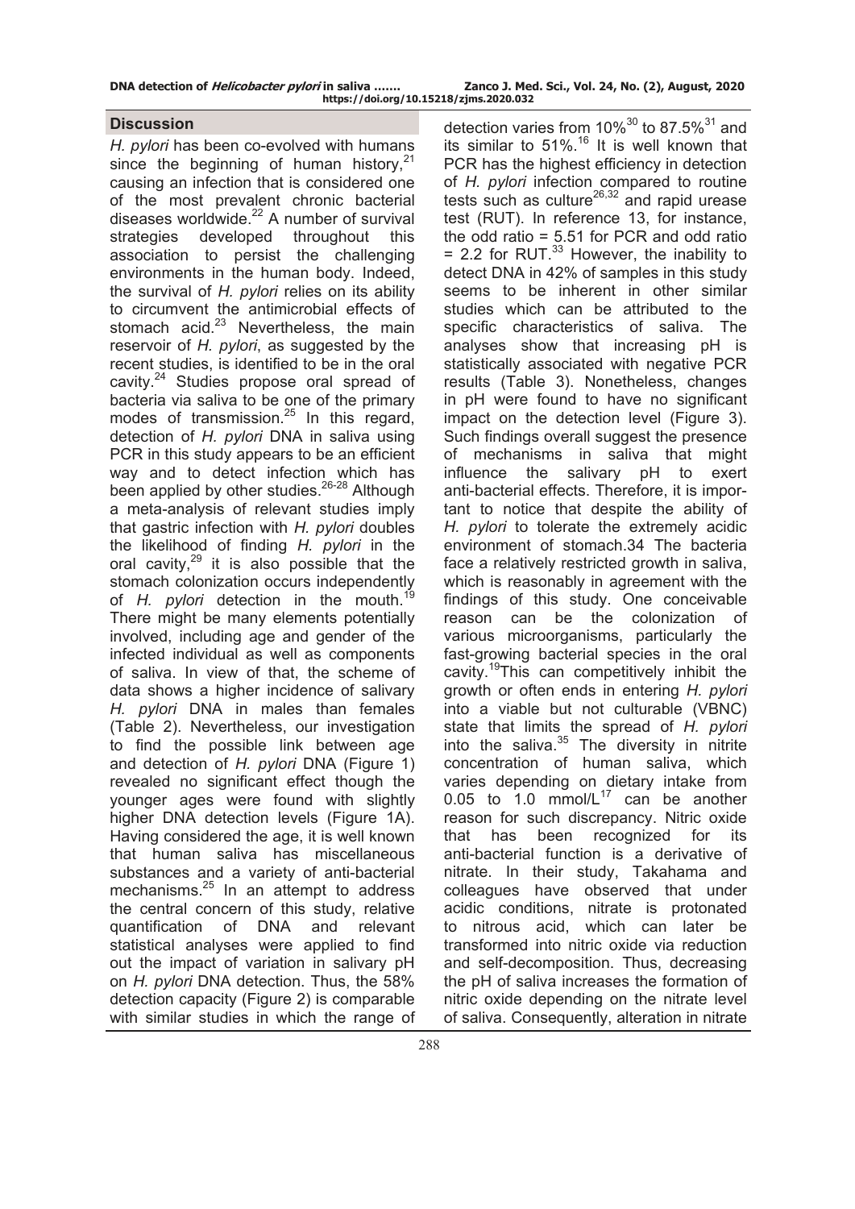## Discussion

*H. pylori* has been co-evolved with humans since the beginning of human history,[21] causing an infection that is considered one of the most prevalent chronic bacterial diseases worldwide.[22] A number of survival strategies developed throughout this association to persist the challenging environments in the human body. Indeed, the survival of *H. pylori* relies on its ability to circumvent the antimicrobial effects of stomach acid.[23] Nevertheless, the main reservoir of *H. pylori*, as suggested by the recent studies, is identified to be in the oral cavity.[24] Studies propose oral spread of bacteria via saliva to be one of the primary modes of transmission.[25] In this regard, detection of *H. pylori* DNA in saliva using PCR in this study appears to be an efficient way and to detect infection which has been applied by other studies.[26-28] Although a meta-analysis of relevant studies imply that gastric infection with *H. pylori* doubles the likelihood of finding *H. pylori* in the oral cavity,[29] it is also possible that the stomach colonization occurs independently of *H. pylori* detection in the mouth.[19] There might be many elements potentially involved, including age and gender of the infected individual as well as components of saliva. In view of that, the scheme of data shows a higher incidence of salivary *H. pylori* DNA in males than females (Table 2). Nevertheless, our investigation to find the possible link between age and detection of *H. pylori* DNA (Figure 1) revealed no significant effect though the younger ages were found with slightly higher DNA detection levels (Figure 1A). Having considered the age, it is well known that human saliva has miscellaneous substances and a variety of anti-bacterial mechanisms.[25] In an attempt to address the central concern of this study, relative quantification of DNA and relevant statistical analyses were applied to find out the impact of variation in salivary pH on *H. pylori* DNA detection. Thus, the 58% detection capacity (Figure 2) is comparable with similar studies in which the range of detection varies from 10%[30] to 87.5%[31] and its similar to 51%.[16] It is well known that PCR has the highest efficiency in detection of *H. pylori* infection compared to routine tests such as culture[26,32] and rapid urease test (RUT). In reference 13, for instance, the odd ratio = 5.51 for PCR and odd ratio = 2.2 for RUT.[33] However, the inability to detect DNA in 42% of samples in this study seems to be inherent in other similar studies which can be attributed to the specific characteristics of saliva. The analyses show that increasing pH is statistically associated with negative PCR results (Table 3). Nonetheless, changes in pH were found to have no significant impact on the detection level (Figure 3). Such findings overall suggest the presence of mechanisms in saliva that might influence the salivary pH to exert anti-bacterial effects. Therefore, it is important to notice that despite the ability of *H. pylori* to tolerate the extremely acidic environment of stomach.34 The bacteria face a relatively restricted growth in saliva, which is reasonably in agreement with the findings of this study. One conceivable reason can be the colonization of various microorganisms, particularly the fast-growing bacterial species in the oral cavity.[19]This can competitively inhibit the growth or often ends in entering *H. pylori* into a viable but not culturable (VBNC) state that limits the spread of *H. pylori* into the saliva.[35] The diversity in nitrite concentration of human saliva, which varies depending on dietary intake from 0.05 to 1.0 mmol/L[17] can be another reason for such discrepancy. Nitric oxide that has been recognized for its anti-bacterial function is a derivative of nitrate. In their study, Takahama and colleagues have observed that under acidic conditions, nitrate is protonated to nitrous acid, which can later be transformed into nitric oxide via reduction and self-decomposition. Thus, decreasing the pH of saliva increases the formation of nitric oxide depending on the nitrate level of saliva. Consequently, alteration in nitrate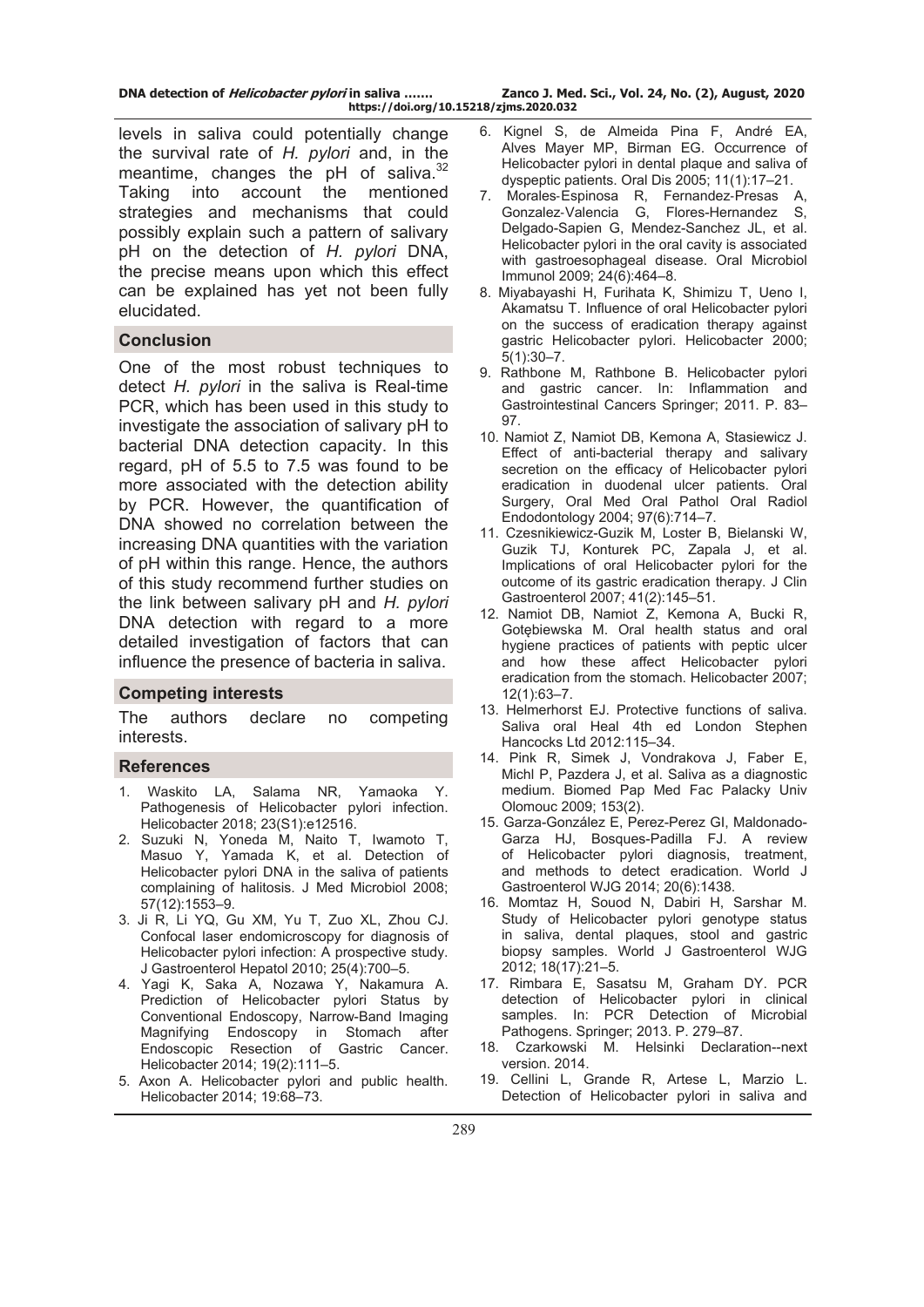levels in saliva could potentially change the survival rate of *H. pylori* and, in the meantime, changes the pH of saliva.[32] Taking into account the mentioned strategies and mechanisms that could possibly explain such a pattern of salivary pH on the detection of *H. pylori* DNA, the precise means upon which this effect can be explained has yet not been fully elucidated.

## Conclusion

One of the most robust techniques to detect *H. pylori* in the saliva is Real-time PCR, which has been used in this study to investigate the association of salivary pH to bacterial DNA detection capacity. In this regard, pH of 5.5 to 7.5 was found to be more associated with the detection ability by PCR. However, the quantification of DNA showed no correlation between the increasing DNA quantities with the variation of pH within this range. Hence, the authors of this study recommend further studies on the link between salivary pH and *H. pylori* DNA detection with regard to a more detailed investigation of factors that can influence the presence of bacteria in saliva.

## Competing interests

The authors declare no competing interests.

## References

1. Waskito LA, Salama NR, Yamaoka Y. Pathogenesis of Helicobacter pylori infection. Helicobacter 2018; 23(S1):e12516.
2. Suzuki N, Yoneda M, Naito T, Iwamoto T, Masuo Y, Yamada K, et al. Detection of Helicobacter pylori DNA in the saliva of patients complaining of halitosis. J Med Microbiol 2008; 57(12):1553–9.
3. Ji R, Li YQ, Gu XM, Yu T, Zuo XL, Zhou CJ. Confocal laser endomicroscopy for diagnosis of Helicobacter pylori infection: A prospective study. J Gastroenterol Hepatol 2010; 25(4):700–5.
4. Yagi K, Saka A, Nozawa Y, Nakamura A. Prediction of Helicobacter pylori Status by Conventional Endoscopy, Narrow-Band Imaging Magnifying Endoscopy in Stomach after Endoscopic Resection of Gastric Cancer. Helicobacter 2014; 19(2):111–5.
5. Axon A. Helicobacter pylori and public health. Helicobacter 2014; 19:68–73.
6. Kignel S, de Almeida Pina F, André EA, Alves Mayer MP, Birman EG. Occurrence of Helicobacter pylori in dental plaque and saliva of dyspeptic patients. Oral Dis 2005; 11(1):17–21.
7. Morales-Espinosa R, Fernandez-Presas A, Gonzalez-Valencia G, Flores-Hernandez S, Delgado-Sapien G, Mendez-Sanchez JL, et al. Helicobacter pylori in the oral cavity is associated with gastroesophageal disease. Oral Microbiol Immunol 2009; 24(6):464–8.
8. Miyabayashi H, Furihata K, Shimizu T, Ueno I, Akamatsu T. Influence of oral Helicobacter pylori on the success of eradication therapy against gastric Helicobacter pylori. Helicobacter 2000; 5(1):30–7.
9. Rathbone M, Rathbone B. Helicobacter pylori and gastric cancer. In: Inflammation and Gastrointestinal Cancers Springer; 2011. P. 83–97.
10. Namiot Z, Namiot DB, Kemona A, Stasiewicz J. Effect of anti-bacterial therapy and salivary secretion on the efficacy of Helicobacter pylori eradication in duodenal ulcer patients. Oral Surgery, Oral Med Oral Pathol Oral Radiol Endodontology 2004; 97(6):714–7.
11. Czesnikiewicz-Guzik M, Loster B, Bielanski W, Guzik TJ, Konturek PC, Zapala J, et al. Implications of oral Helicobacter pylori for the outcome of its gastric eradication therapy. J Clin Gastroenterol 2007; 41(2):145–51.
12. Namiot DB, Namiot Z, Kemona A, Bucki R, Gotębiewska M. Oral health status and oral hygiene practices of patients with peptic ulcer and how these affect Helicobacter pylori eradication from the stomach. Helicobacter 2007; 12(1):63–7.
13. Helmerhorst EJ. Protective functions of saliva. Saliva oral Heal 4th ed London Stephen Hancocks Ltd 2012:115–34.
14. Pink R, Simek J, Vondrakova J, Faber E, Michl P, Pazdera J, et al. Saliva as a diagnostic medium. Biomed Pap Med Fac Palacky Univ Olomouc 2009; 153(2).
15. Garza-González E, Perez-Perez GI, Maldonado-Garza HJ, Bosques-Padilla FJ. A review of Helicobacter pylori diagnosis, treatment, and methods to detect eradication. World J Gastroenterol WJG 2014; 20(6):1438.
16. Momtaz H, Souod N, Dabiri H, Sarshar M. Study of Helicobacter pylori genotype status in saliva, dental plaques, stool and gastric biopsy samples. World J Gastroenterol WJG 2012; 18(17):21–5.
17. Rimbara E, Sasatsu M, Graham DY. PCR detection of Helicobacter pylori in clinical samples. In: PCR Detection of Microbial Pathogens. Springer; 2013. P. 279–87.
18. Czarkowski M. Helsinki Declaration--next version. 2014.
19. Cellini L, Grande R, Artese L, Marzio L. Detection of Helicobacter pylori in saliva and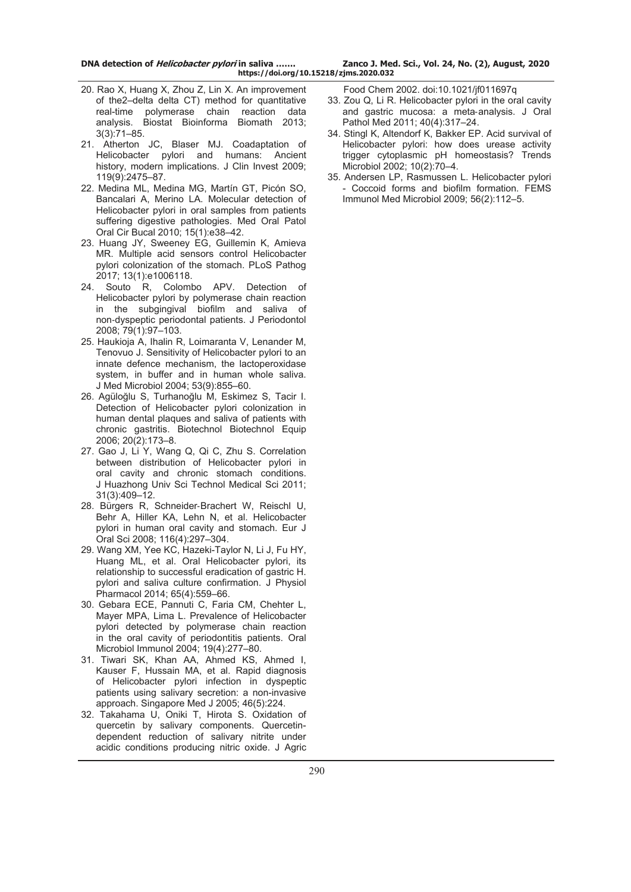20. Rao X, Huang X, Zhou Z, Lin X. An improvement of the2–delta delta CT) method for quantitative real-time polymerase chain reaction data analysis. Biostat Bioinforma Biomath 2013; 3(3):71–85.
21. Atherton JC, Blaser MJ. Coadaptation of Helicobacter pylori and humans: Ancient history, modern implications. J Clin Invest 2009; 119(9):2475–87.
22. Medina ML, Medina MG, Martín GT, Picón SO, Bancalari A, Merino LA. Molecular detection of Helicobacter pylori in oral samples from patients suffering digestive pathologies. Med Oral Patol Oral Cir Bucal 2010; 15(1):e38–42.
23. Huang JY, Sweeney EG, Guillemin K, Amieva MR. Multiple acid sensors control Helicobacter pylori colonization of the stomach. PLoS Pathog 2017; 13(1):e1006118.
24. Souto R, Colombo APV. Detection of Helicobacter pylori by polymerase chain reaction in the subgingival biofilm and saliva of non-dyspeptic periodontal patients. J Periodontol 2008; 79(1):97–103.
25. Haukioja A, Ihalin R, Loimaranta V, Lenander M, Tenovuo J. Sensitivity of Helicobacter pylori to an innate defence mechanism, the lactoperoxidase system, in buffer and in human whole saliva. J Med Microbiol 2004; 53(9):855–60.
26. Agüloğlu S, Turhanoğlu M, Eskimez S, Tacir I. Detection of Helicobacter pylori colonization in human dental plaques and saliva of patients with chronic gastritis. Biotechnol Biotechnol Equip 2006; 20(2):173–8.
27. Gao J, Li Y, Wang Q, Qi C, Zhu S. Correlation between distribution of Helicobacter pylori in oral cavity and chronic stomach conditions. J Huazhong Univ Sci Technol Medical Sci 2011; 31(3):409–12.
28. Bürgers R, Schneider-Brachert W, Reischl U, Behr A, Hiller KA, Lehn N, et al. Helicobacter pylori in human oral cavity and stomach. Eur J Oral Sci 2008; 116(4):297–304.
29. Wang XM, Yee KC, Hazeki-Taylor N, Li J, Fu HY, Huang ML, et al. Oral Helicobacter pylori, its relationship to successful eradication of gastric H. pylori and saliva culture confirmation. J Physiol Pharmacol 2014; 65(4):559–66.
30. Gebara ECE, Pannuti C, Faria CM, Chehter L, Mayer MPA, Lima L. Prevalence of Helicobacter pylori detected by polymerase chain reaction in the oral cavity of periodontitis patients. Oral Microbiol Immunol 2004; 19(4):277–80.
31. Tiwari SK, Khan AA, Ahmed KS, Ahmed I, Kauser F, Hussain MA, et al. Rapid diagnosis of Helicobacter pylori infection in dyspeptic patients using salivary secretion: a non-invasive approach. Singapore Med J 2005; 46(5):224.
32. Takahama U, Oniki T, Hirota S. Oxidation of quercetin by salivary components. Quercetin-dependent reduction of salivary nitrite under acidic conditions producing nitric oxide. J Agric Food Chem 2002. doi:10.1021/jf011697q
33. Zou Q, Li R. Helicobacter pylori in the oral cavity and gastric mucosa: a meta-analysis. J Oral Pathol Med 2011; 40(4):317–24.
34. Stingl K, Altendorf K, Bakker EP. Acid survival of Helicobacter pylori: how does urease activity trigger cytoplasmic pH homeostasis? Trends Microbiol 2002; 10(2):70–4.
35. Andersen LP, Rasmussen L. Helicobacter pylori - Coccoid forms and biofilm formation. FEMS Immunol Med Microbiol 2009; 56(2):112–5.